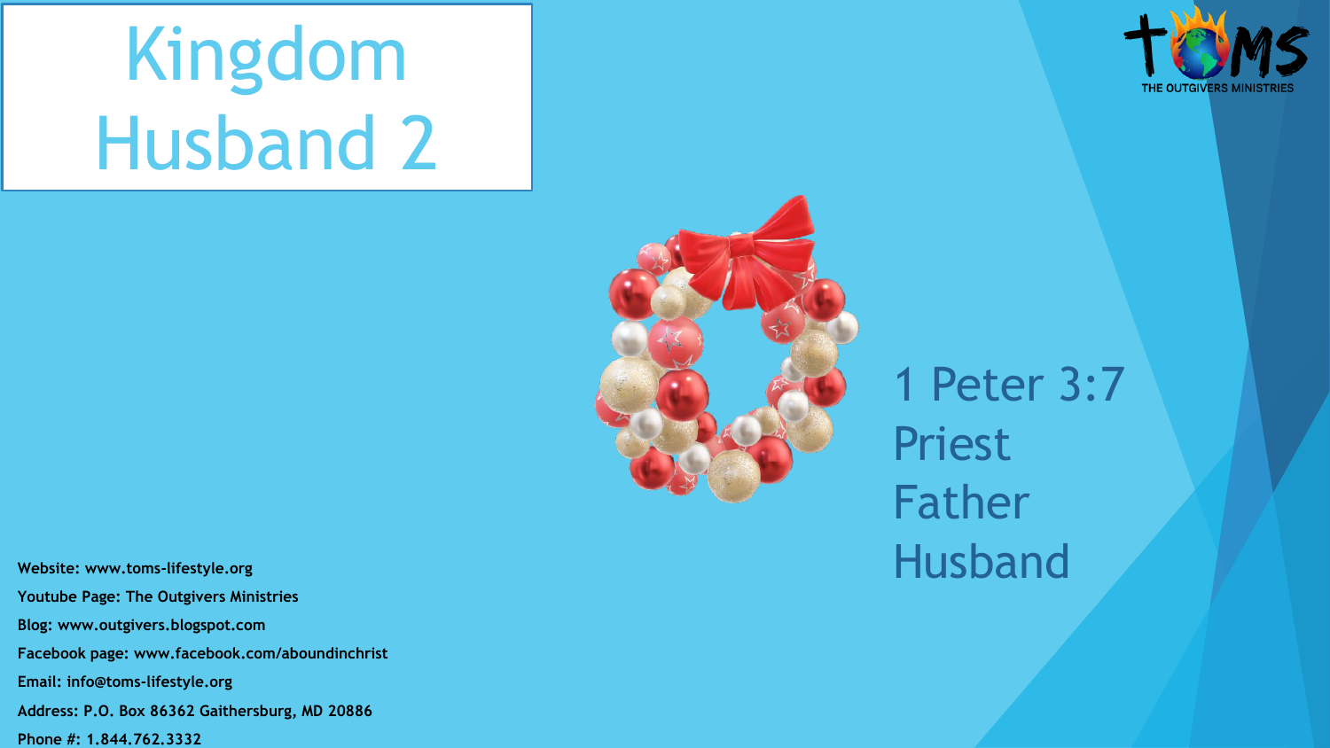# Kingdom Husband 2

THE OUTGIVERS MINISTRIES

1 Peter 3:7

Priest

Father

Husband

**Website: www.toms-lifestyle.org**

**Youtube Page: The Outgivers Ministries**

**Blog: www.outgivers.blogspot.com**

**Facebook page: www.facebook.com/aboundinchrist**

**Email: info@toms-lifestyle.org**

**Address: P.O. Box 86362 Gaithersburg, MD 20886**

**Phone #: 1.844.762.3332**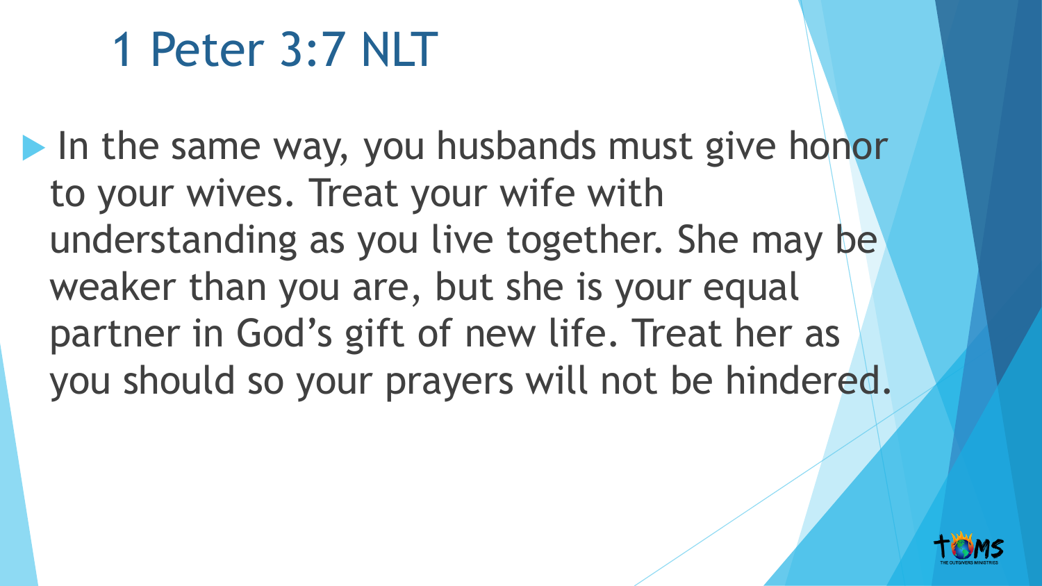# 1 Peter 3:7 NLT

- In the same way, you husbands must give honor to your wives. Treat your wife with understanding as you live together. She may be weaker than you are, but she is your equal partner in God's gift of new life. Treat her as you should so your prayers will not be hindered.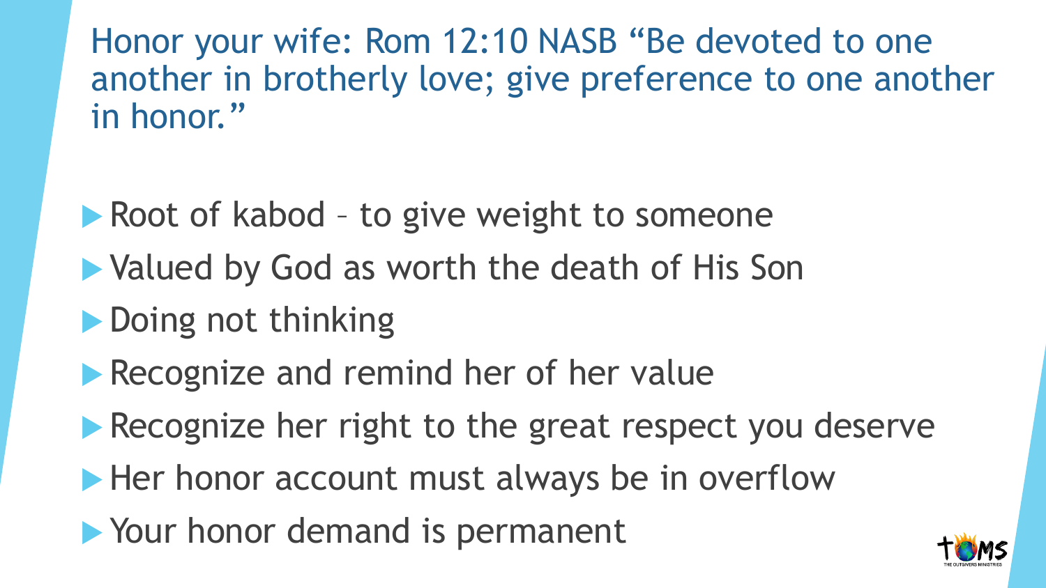## Honor your wife: Rom 12:10 NASB "Be devoted to one another in brotherly love; give preference to one another in honor."

- Root of kabod – to give weight to someone
- Valued by God as worth the death of His Son
- Doing not thinking
- Recognize and remind her of her value
- Recognize her right to the great respect you deserve
- Her honor account must always be in overflow
- Your honor demand is permanent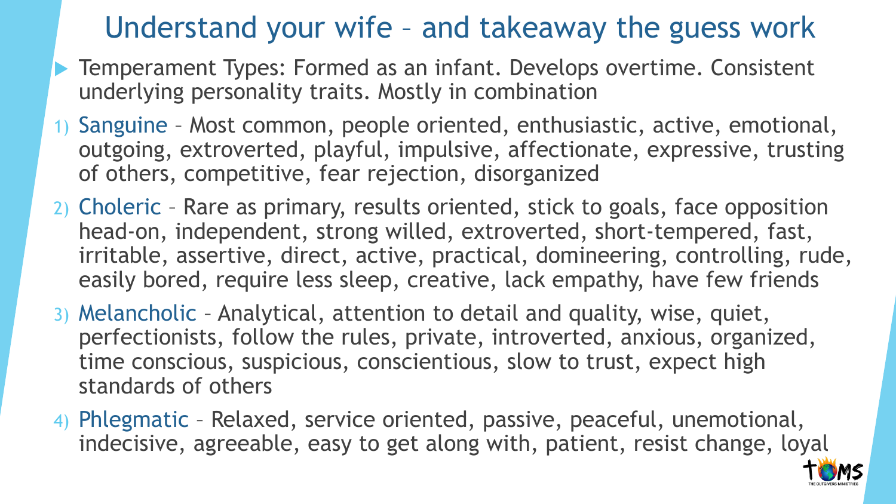# Understand your wife – and takeaway the guess work

- Temperament Types: Formed as an infant. Develops overtime. Consistent underlying personality traits. Mostly in combination

1) Sanguine – Most common, people oriented, enthusiastic, active, emotional, outgoing, extroverted, playful, impulsive, affectionate, expressive, trusting of others, competitive, fear rejection, disorganized
2) Choleric – Rare as primary, results oriented, stick to goals, face opposition head-on, independent, strong willed, extroverted, short-tempered, fast, irritable, assertive, direct, active, practical, domineering, controlling, rude, easily bored, require less sleep, creative, lack empathy, have few friends
3) Melancholic – Analytical, attention to detail and quality, wise, quiet, perfectionists, follow the rules, private, introverted, anxious, organized, time conscious, suspicious, conscientious, slow to trust, expect high standards of others
4) Phlegmatic – Relaxed, service oriented, passive, peaceful, unemotional, indecisive, agreeable, easy to get along with, patient, resist change, loyal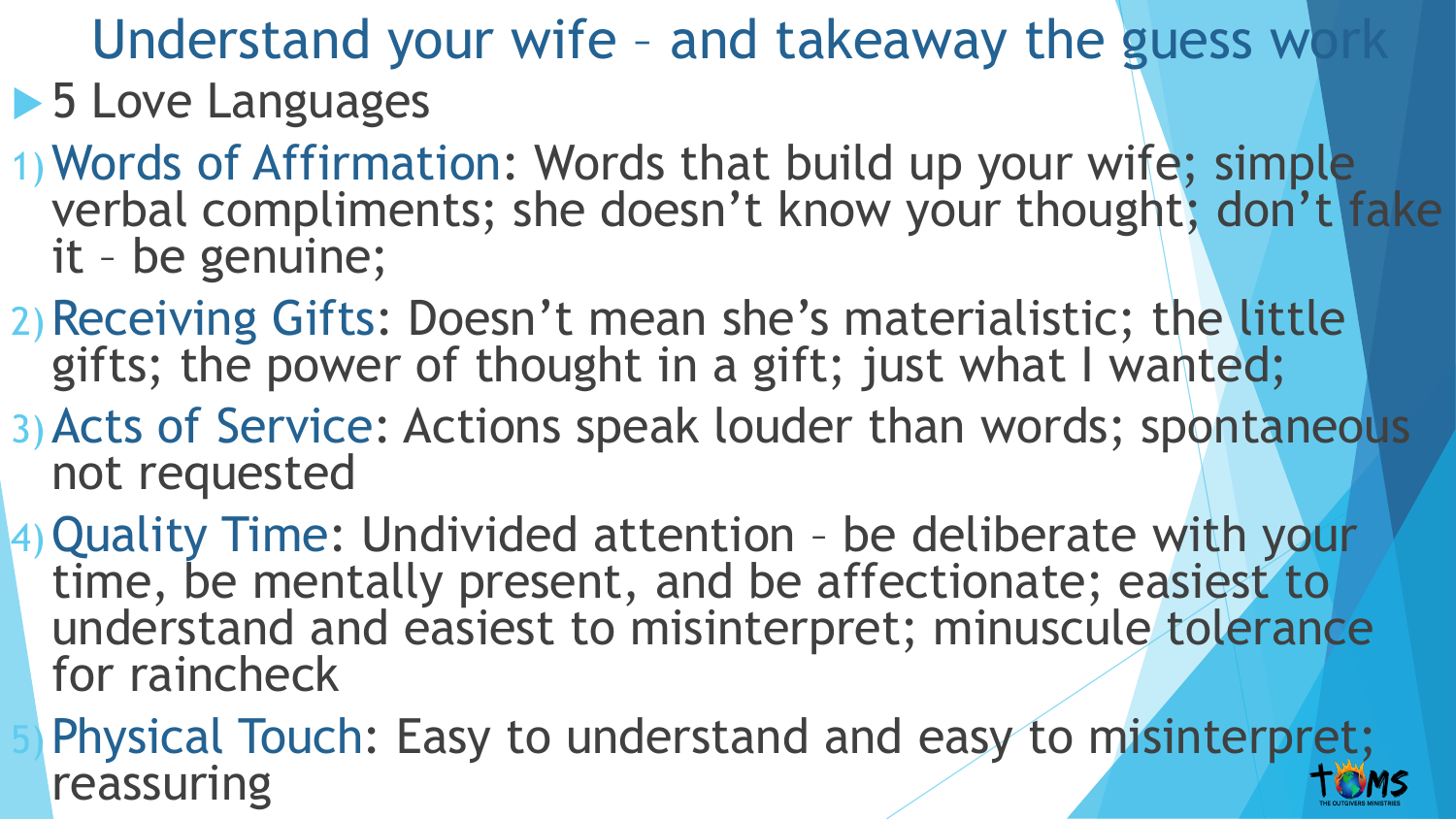# Understand your wife – and takeaway the guess work

- 5 Love Languages

1) Words of Affirmation: Words that build up your wife; simple verbal compliments; she doesn't know your thought; don't fake it – be genuine;
2) Receiving Gifts: Doesn't mean she's materialistic; the little gifts; the power of thought in a gift; just what I wanted;
3) Acts of Service: Actions speak louder than words; spontaneous not requested
4) Quality Time: Undivided attention – be deliberate with your time, be mentally present, and be affectionate; easiest to understand and easiest to misinterpret; minuscule tolerance for raincheck
5) Physical Touch: Easy to understand and easy to misinterpret; reassuring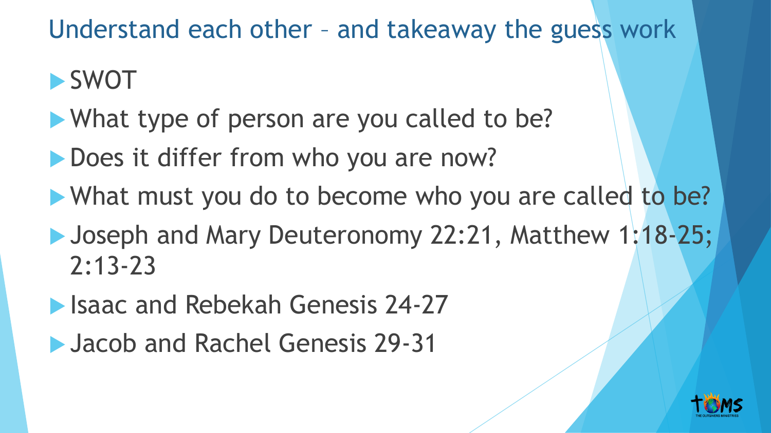# Understand each other – and takeaway the guess work

- SWOT
- What type of person are you called to be?
- Does it differ from who you are now?
- What must you do to become who you are called to be?
- Joseph and Mary Deuteronomy 22:21, Matthew 1:18-25; 2:13-23
- Isaac and Rebekah Genesis 24-27
- Jacob and Rachel Genesis 29-31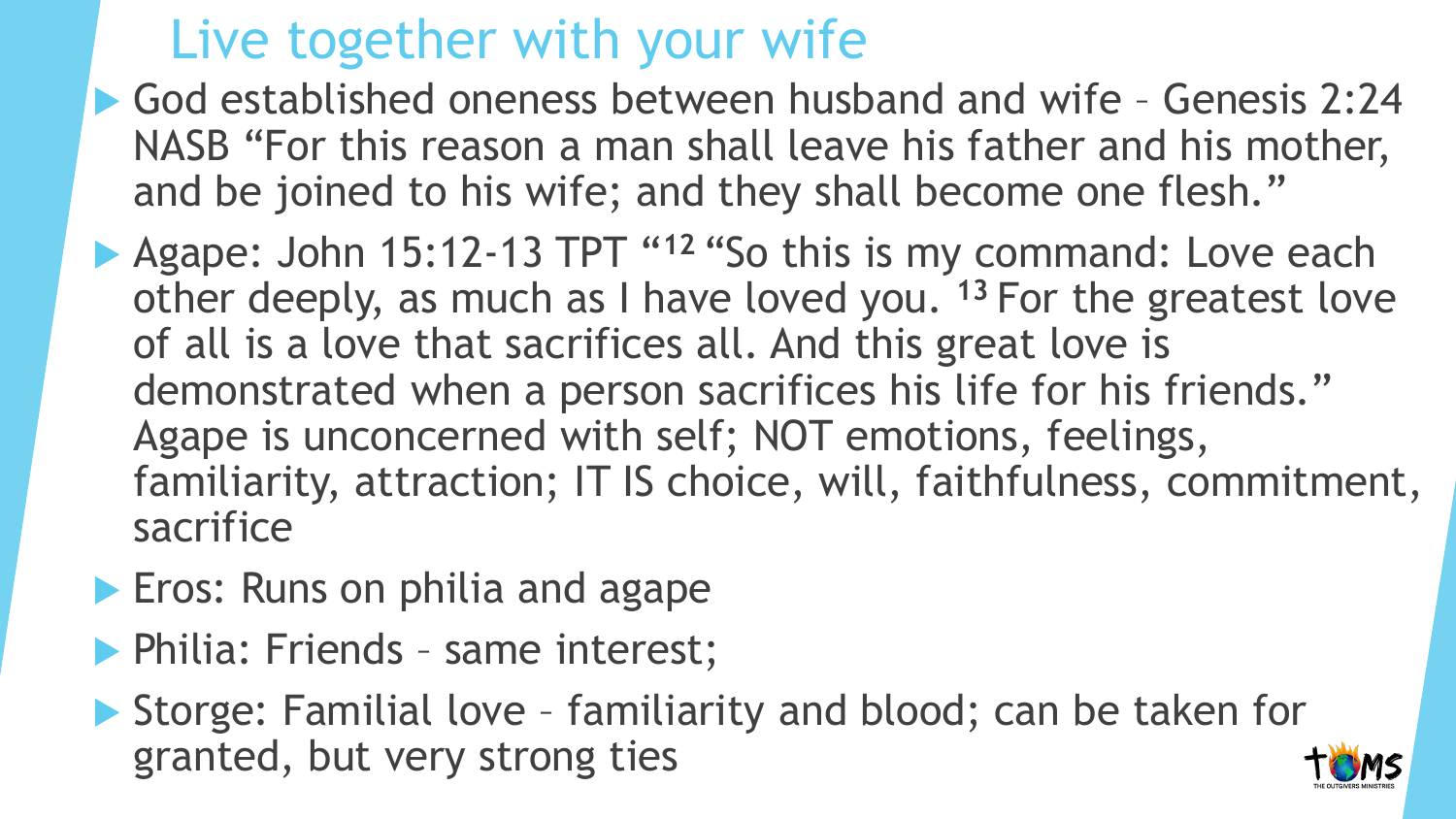# Live together with your wife

- God established oneness between husband and wife – Genesis 2:24 NASB "For this reason a man shall leave his father and his mother, and be joined to his wife; and they shall become one flesh."
- Agape: John 15:12-13 TPT "[12] "So this is my command: Love each other deeply, as much as I have loved you. [13] For the greatest love of all is a love that sacrifices all. And this great love is demonstrated when a person sacrifices his life for his friends." Agape is unconcerned with self; NOT emotions, feelings, familiarity, attraction; IT IS choice, will, faithfulness, commitment, sacrifice
- Eros: Runs on philia and agape
- Philia: Friends – same interest;
- Storge: Familial love – familiarity and blood; can be taken for granted, but very strong ties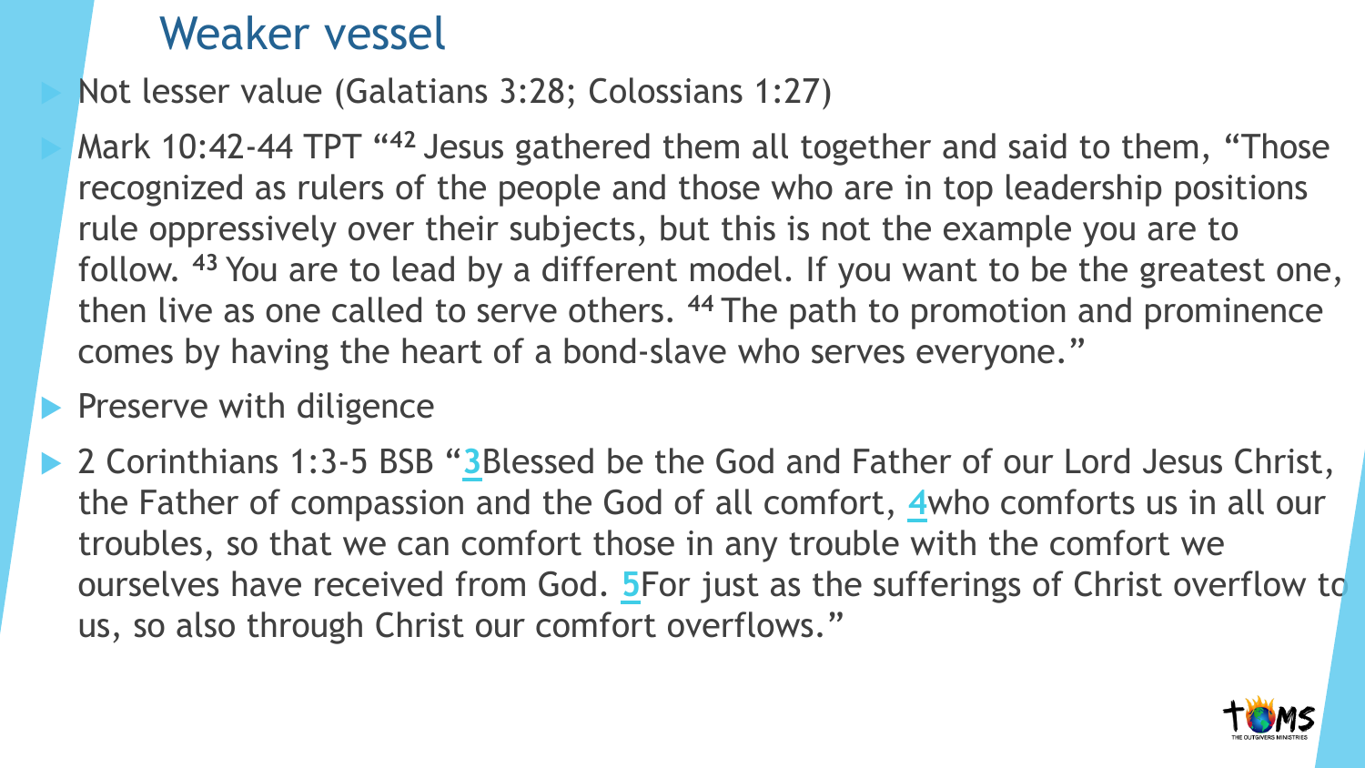# Weaker vessel

- Not lesser value (Galatians 3:28; Colossians 1:27)
- Mark 10:42-44 TPT "[42] Jesus gathered them all together and said to them, "Those recognized as rulers of the people and those who are in top leadership positions rule oppressively over their subjects, but this is not the example you are to follow. [43] You are to lead by a different model. If you want to be the greatest one, then live as one called to serve others. [44] The path to promotion and prominence comes by having the heart of a bond-slave who serves everyone."
- Preserve with diligence
- 2 Corinthians 1:3-5 BSB "3Blessed be the God and Father of our Lord Jesus Christ, the Father of compassion and the God of all comfort, 4who comforts us in all our troubles, so that we can comfort those in any trouble with the comfort we ourselves have received from God. 5For just as the sufferings of Christ overflow to us, so also through Christ our comfort overflows."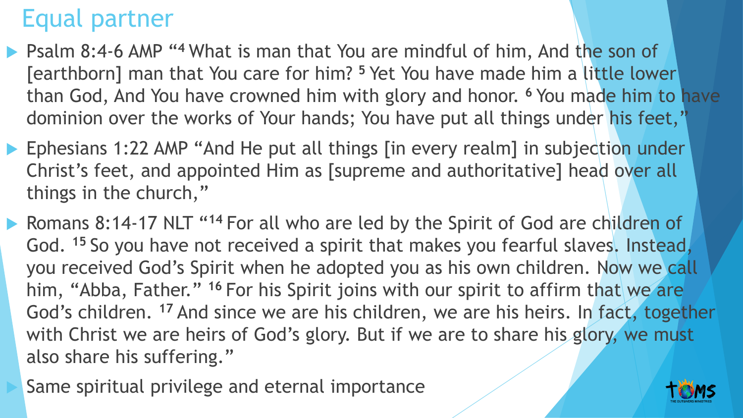# Equal partner

- Psalm 8:4-6 AMP “[4] What is man that You are mindful of him, And the son of [earthborn] man that You care for him? [5] Yet You have made him a little lower than God, And You have crowned him with glory and honor. [6] You made him to have dominion over the works of Your hands; You have put all things under his feet,”
- Ephesians 1:22 AMP “And He put all things [in every realm] in subjection under Christ’s feet, and appointed Him as [supreme and authoritative] head over all things in the church,”
- Romans 8:14-17 NLT “[14] For all who are led by the Spirit of God are children of God. [15] So you have not received a spirit that makes you fearful slaves. Instead, you received God’s Spirit when he adopted you as his own children. Now we call him, “Abba, Father.” [16] For his Spirit joins with our spirit to affirm that we are God’s children. [17] And since we are his children, we are his heirs. In fact, together with Christ we are heirs of God’s glory. But if we are to share his glory, we must also share his suffering.”
- Same spiritual privilege and eternal importance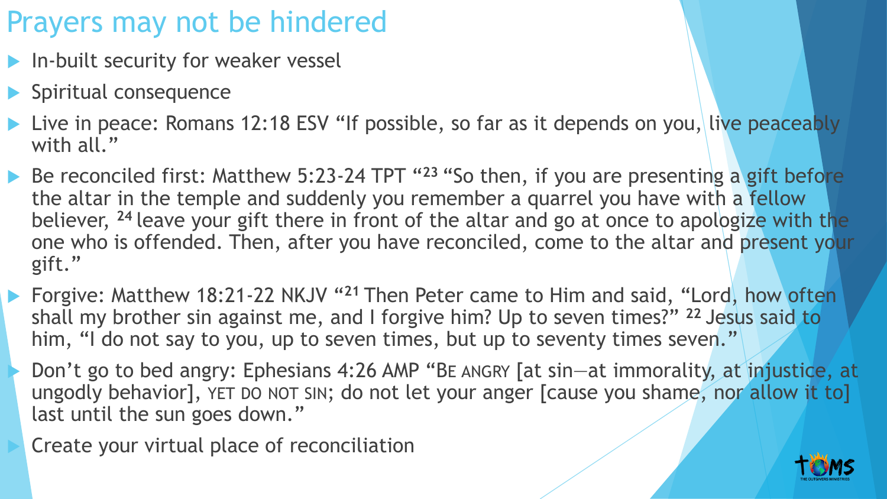# Prayers may not be hindered

- In-built security for weaker vessel
- Spiritual consequence
- Live in peace: Romans 12:18 ESV "If possible, so far as it depends on you, live peaceably with all."
- Be reconciled first: Matthew 5:23-24 TPT "[23] "So then, if you are presenting a gift before the altar in the temple and suddenly you remember a quarrel you have with a fellow believer, [24] leave your gift there in front of the altar and go at once to apologize with the one who is offended. Then, after you have reconciled, come to the altar and present your gift."
- Forgive: Matthew 18:21-22 NKJV "[21] Then Peter came to Him and said, "Lord, how often shall my brother sin against me, and I forgive him? Up to seven times?" [22] Jesus said to him, "I do not say to you, up to seven times, but up to seventy times seven."
- Don't go to bed angry: Ephesians 4:26 AMP "BE ANGRY [at sin—at immorality, at injustice, at ungodly behavior], YET DO NOT SIN; do not let your anger [cause you shame, nor allow it to] last until the sun goes down."
- Create your virtual place of reconciliation